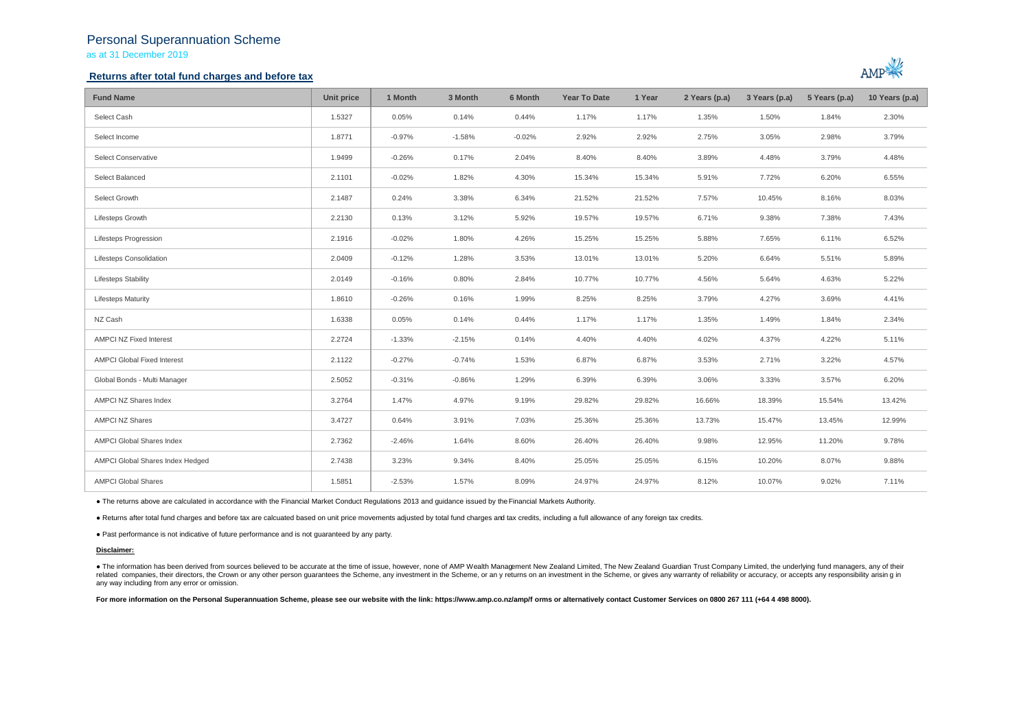# Personal Superannuation Scheme

as at 31 December 2019

## Returns after total fund charges and before tax

| Fund Name | Unit price | 1 Month | 3 Month | 6 Month | Year To Date | 1 Year | 2 Years (p.a) | 3 Years (p.a) | 5 Years (p.a) | 10 Years (p.a) |
|---|---|---|---|---|---|---|---|---|---|---|
| Select Cash | 1.5327 | 0.05% | 0.14% | 0.44% | 1.17% | 1.17% | 1.35% | 1.50% | 1.84% | 2.30% |
| Select Income | 1.8771 | -0.97% | -1.58% | -0.02% | 2.92% | 2.92% | 2.75% | 3.05% | 2.98% | 3.79% |
| Select Conservative | 1.9499 | -0.26% | 0.17% | 2.04% | 8.40% | 8.40% | 3.89% | 4.48% | 3.79% | 4.48% |
| Select Balanced | 2.1101 | -0.02% | 1.82% | 4.30% | 15.34% | 15.34% | 5.91% | 7.72% | 6.20% | 6.55% |
| Select Growth | 2.1487 | 0.24% | 3.38% | 6.34% | 21.52% | 21.52% | 7.57% | 10.45% | 8.16% | 8.03% |
| Lifesteps Growth | 2.2130 | 0.13% | 3.12% | 5.92% | 19.57% | 19.57% | 6.71% | 9.38% | 7.38% | 7.43% |
| Lifesteps Progression | 2.1916 | -0.02% | 1.80% | 4.26% | 15.25% | 15.25% | 5.88% | 7.65% | 6.11% | 6.52% |
| Lifesteps Consolidation | 2.0409 | -0.12% | 1.28% | 3.53% | 13.01% | 13.01% | 5.20% | 6.64% | 5.51% | 5.89% |
| Lifesteps Stability | 2.0149 | -0.16% | 0.80% | 2.84% | 10.77% | 10.77% | 4.56% | 5.64% | 4.63% | 5.22% |
| Lifesteps Maturity | 1.8610 | -0.26% | 0.16% | 1.99% | 8.25% | 8.25% | 3.79% | 4.27% | 3.69% | 4.41% |
| NZ Cash | 1.6338 | 0.05% | 0.14% | 0.44% | 1.17% | 1.17% | 1.35% | 1.49% | 1.84% | 2.34% |
| AMPCI NZ Fixed Interest | 2.2724 | -1.33% | -2.15% | 0.14% | 4.40% | 4.40% | 4.02% | 4.37% | 4.22% | 5.11% |
| AMPCI Global Fixed Interest | 2.1122 | -0.27% | -0.74% | 1.53% | 6.87% | 6.87% | 3.53% | 2.71% | 3.22% | 4.57% |
| Global Bonds - Multi Manager | 2.5052 | -0.31% | -0.86% | 1.29% | 6.39% | 6.39% | 3.06% | 3.33% | 3.57% | 6.20% |
| AMPCI NZ Shares Index | 3.2764 | 1.47% | 4.97% | 9.19% | 29.82% | 29.82% | 16.66% | 18.39% | 15.54% | 13.42% |
| AMPCI NZ Shares | 3.4727 | 0.64% | 3.91% | 7.03% | 25.36% | 25.36% | 13.73% | 15.47% | 13.45% | 12.99% |
| AMPCI Global Shares Index | 2.7362 | -2.46% | 1.64% | 8.60% | 26.40% | 26.40% | 9.98% | 12.95% | 11.20% | 9.78% |
| AMPCI Global Shares Index Hedged | 2.7438 | 3.23% | 9.34% | 8.40% | 25.05% | 25.05% | 6.15% | 10.20% | 8.07% | 9.88% |
| AMPCI Global Shares | 1.5851 | -2.53% | 1.57% | 8.09% | 24.97% | 24.97% | 8.12% | 10.07% | 9.02% | 7.11% |

- The returns above are calculated in accordance with the Financial Market Conduct Regulations 2013 and guidance issued by the Financial Markets Authority.
- Returns after total fund charges and before tax are calcuated based on unit price movements adjusted by total fund charges and tax credits, including a full allowance of any foreign tax credits.
- Past performance is not indicative of future performance and is not guaranteed by any party.

**Disclaimer:**

- The information has been derived from sources believed to be accurate at the time of issue, however, none of AMP Wealth Management New Zealand Limited, The New Zealand Guardian Trust Company Limited, the underlying fund managers, any of their related companies, their directors, the Crown or any other person guarantees the Scheme, any investment in the Scheme, or an y returns on an investment in the Scheme, or gives any warranty of reliability or accuracy, or accepts any responsibility arisin g in any way including from any error or omission.

**For more information on the Personal Superannuation Scheme, please see our website with the link: https://www.amp.co.nz/amp/f orms or alternatively contact Customer Services on 0800 267 111 (+64 4 498 8000).**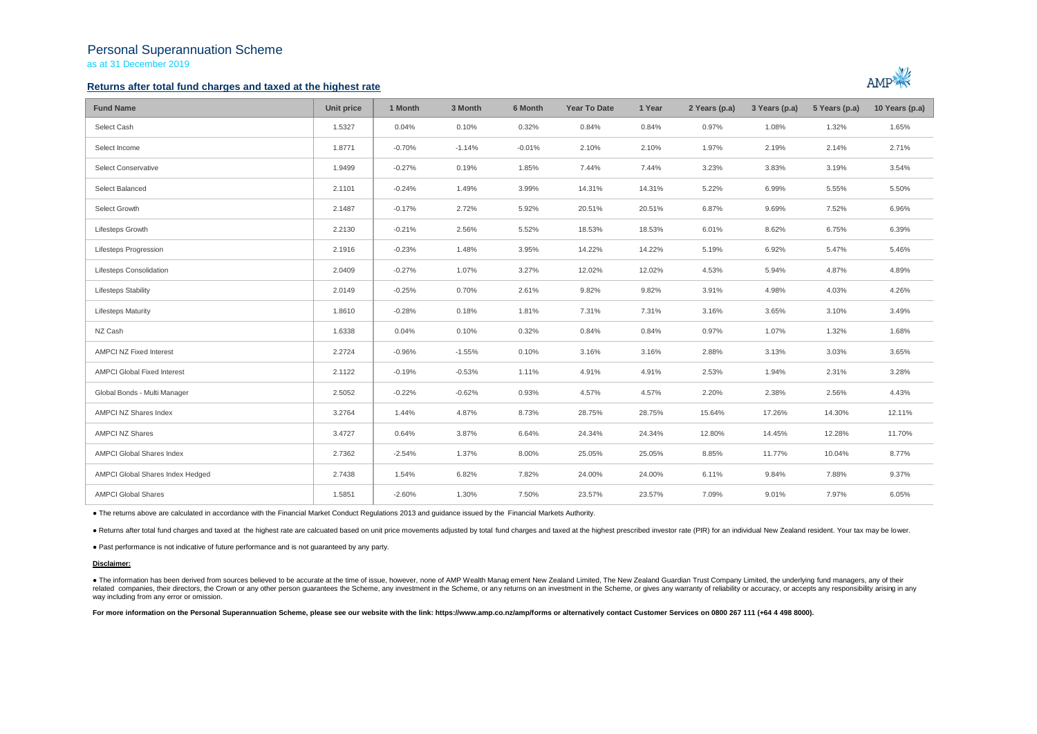# Personal Superannuation Scheme

as at 31 December 2019

## Returns after total fund charges and taxed at the highest rate

| Fund Name | Unit price | 1 Month | 3 Month | 6 Month | Year To Date | 1 Year | 2 Years (p.a) | 3 Years (p.a) | 5 Years (p.a) | 10 Years (p.a) |
|---|---|---|---|---|---|---|---|---|---|---|
| Select Cash | 1.5327 | 0.04% | 0.10% | 0.32% | 0.84% | 0.84% | 0.97% | 1.08% | 1.32% | 1.65% |
| Select Income | 1.8771 | -0.70% | -1.14% | -0.01% | 2.10% | 2.10% | 1.97% | 2.19% | 2.14% | 2.71% |
| Select Conservative | 1.9499 | -0.27% | 0.19% | 1.85% | 7.44% | 7.44% | 3.23% | 3.83% | 3.19% | 3.54% |
| Select Balanced | 2.1101 | -0.24% | 1.49% | 3.99% | 14.31% | 14.31% | 5.22% | 6.99% | 5.55% | 5.50% |
| Select Growth | 2.1487 | -0.17% | 2.72% | 5.92% | 20.51% | 20.51% | 6.87% | 9.69% | 7.52% | 6.96% |
| Lifesteps Growth | 2.2130 | -0.21% | 2.56% | 5.52% | 18.53% | 18.53% | 6.01% | 8.62% | 6.75% | 6.39% |
| Lifesteps Progression | 2.1916 | -0.23% | 1.48% | 3.95% | 14.22% | 14.22% | 5.19% | 6.92% | 5.47% | 5.46% |
| Lifesteps Consolidation | 2.0409 | -0.27% | 1.07% | 3.27% | 12.02% | 12.02% | 4.53% | 5.94% | 4.87% | 4.89% |
| Lifesteps Stability | 2.0149 | -0.25% | 0.70% | 2.61% | 9.82% | 9.82% | 3.91% | 4.98% | 4.03% | 4.26% |
| Lifesteps Maturity | 1.8610 | -0.28% | 0.18% | 1.81% | 7.31% | 7.31% | 3.16% | 3.65% | 3.10% | 3.49% |
| NZ Cash | 1.6338 | 0.04% | 0.10% | 0.32% | 0.84% | 0.84% | 0.97% | 1.07% | 1.32% | 1.68% |
| AMPCI NZ Fixed Interest | 2.2724 | -0.96% | -1.55% | 0.10% | 3.16% | 3.16% | 2.88% | 3.13% | 3.03% | 3.65% |
| AMPCI Global Fixed Interest | 2.1122 | -0.19% | -0.53% | 1.11% | 4.91% | 4.91% | 2.53% | 1.94% | 2.31% | 3.28% |
| Global Bonds - Multi Manager | 2.5052 | -0.22% | -0.62% | 0.93% | 4.57% | 4.57% | 2.20% | 2.38% | 2.56% | 4.43% |
| AMPCI NZ Shares Index | 3.2764 | 1.44% | 4.87% | 8.73% | 28.75% | 28.75% | 15.64% | 17.26% | 14.30% | 12.11% |
| AMPCI NZ Shares | 3.4727 | 0.64% | 3.87% | 6.64% | 24.34% | 24.34% | 12.80% | 14.45% | 12.28% | 11.70% |
| AMPCI Global Shares Index | 2.7362 | -2.54% | 1.37% | 8.00% | 25.05% | 25.05% | 8.85% | 11.77% | 10.04% | 8.77% |
| AMPCI Global Shares Index Hedged | 2.7438 | 1.54% | 6.82% | 7.82% | 24.00% | 24.00% | 6.11% | 9.84% | 7.88% | 9.37% |
| AMPCI Global Shares | 1.5851 | -2.60% | 1.30% | 7.50% | 23.57% | 23.57% | 7.09% | 9.01% | 7.97% | 6.05% |

● The returns above are calculated in accordance with the Financial Market Conduct Regulations 2013 and guidance issued by the Financial Markets Authority.

● Returns after total fund charges and taxed at the highest rate are calcuated based on unit price movements adjusted by total fund charges and taxed at the highest prescribed investor rate (PIR) for an individual New Zealand resident. Your tax may be lower.

● Past performance is not indicative of future performance and is not guaranteed by any party.

**Disclaimer:**

● The information has been derived from sources believed to be accurate at the time of issue, however, none of AMP Wealth Management New Zealand Limited, The New Zealand Guardian Trust Company Limited, the underlying fund managers, any of their related companies, their directors, the Crown or any other person guarantees the Scheme, any investment in the Scheme, or any returns on an investment in the Scheme, or gives any warranty of reliability or accuracy, or accepts any responsibility arising in any way including from any error or omission.

**For more information on the Personal Superannuation Scheme, please see our website with the link: https://www.amp.co.nz/amp/forms or alternatively contact Customer Services on 0800 267 111 (+64 4 498 8000).**